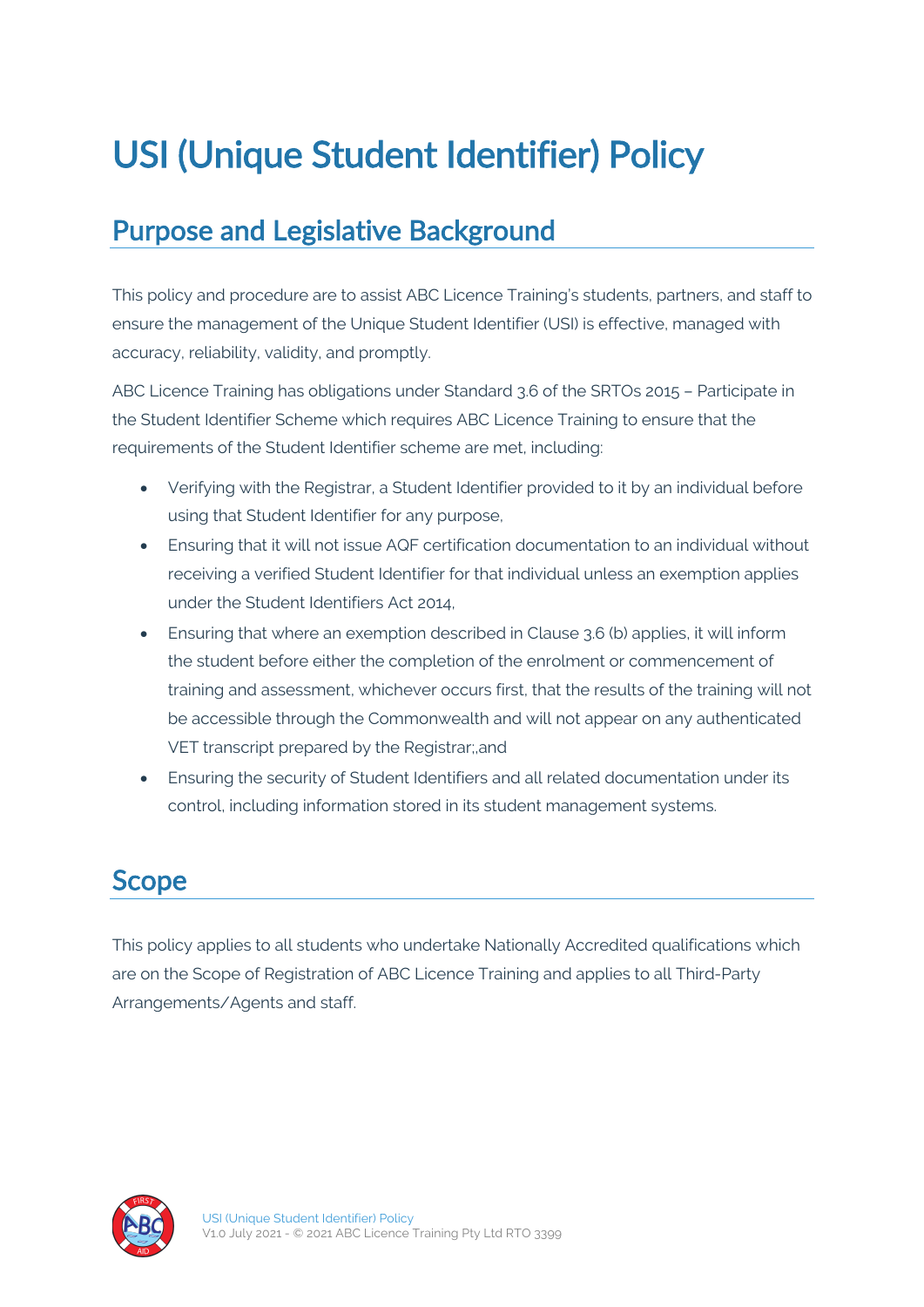# USI (Unique Student Identifier) Policy

## Purpose and Legislative Background

This policy and procedure are to assist ABC Licence Training's students, partners, and staff to ensure the management of the Unique Student Identifier (USI) is effective, managed with accuracy, reliability, validity, and promptly.

ABC Licence Training has obligations under Standard 3.6 of the SRTOs 2015 – Participate in the Student Identifier Scheme which requires ABC Licence Training to ensure that the requirements of the Student Identifier scheme are met, including:

- Verifying with the Registrar, a Student Identifier provided to it by an individual before using that Student Identifier for any purpose,
- Ensuring that it will not issue AQF certification documentation to an individual without receiving a verified Student Identifier for that individual unless an exemption applies under the Student Identifiers Act 2014,
- Ensuring that where an exemption described in Clause 3.6 (b) applies, it will inform the student before either the completion of the enrolment or commencement of training and assessment, whichever occurs first, that the results of the training will not be accessible through the Commonwealth and will not appear on any authenticated VET transcript prepared by the Registrar;,and
- Ensuring the security of Student Identifiers and all related documentation under its control, including information stored in its student management systems.

## Scope

This policy applies to all students who undertake Nationally Accredited qualifications which are on the Scope of Registration of ABC Licence Training and applies to all Third-Party Arrangements/Agents and staff.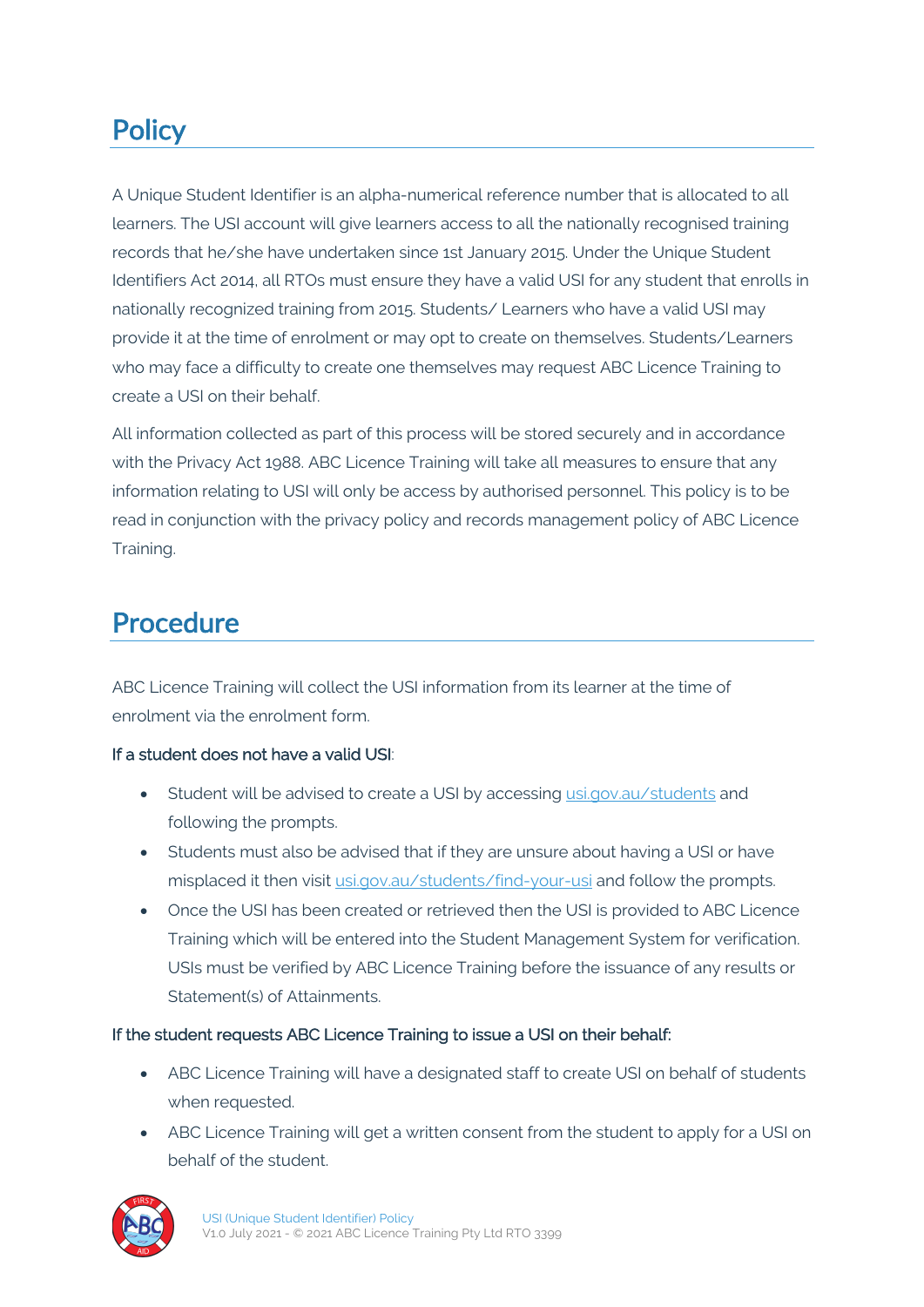## Policy

A Unique Student Identifier is an alpha-numerical reference number that is allocated to all learners. The USI account will give learners access to all the nationally recognised training records that he/she have undertaken since 1st January 2015. Under the Unique Student Identifiers Act 2014, all RTOs must ensure they have a valid USI for any student that enrolls in nationally recognized training from 2015. Students/ Learners who have a valid USI may provide it at the time of enrolment or may opt to create on themselves. Students/Learners who may face a difficulty to create one themselves may request ABC Licence Training to create a USI on their behalf.

All information collected as part of this process will be stored securely and in accordance with the Privacy Act 1988. ABC Licence Training will take all measures to ensure that any information relating to USI will only be access by authorised personnel. This policy is to be read in conjunction with the privacy policy and records management policy of ABC Licence Training.

## Procedure

ABC Licence Training will collect the USI information from its learner at the time of enrolment via the enrolment form.

If a student does not have a valid USI:

- Student will be advised to create a USI by accessing usi.gov.au/students and following the prompts.
- Students must also be advised that if they are unsure about having a USI or have misplaced it then visit usi.gov.au/students/find-your-usi and follow the prompts.
- Once the USI has been created or retrieved then the USI is provided to ABC Licence Training which will be entered into the Student Management System for verification. USIs must be verified by ABC Licence Training before the issuance of any results or Statement(s) of Attainments.

If the student requests ABC Licence Training to issue a USI on their behalf:

- ABC Licence Training will have a designated staff to create USI on behalf of students when requested.
- ABC Licence Training will get a written consent from the student to apply for a USI on behalf of the student.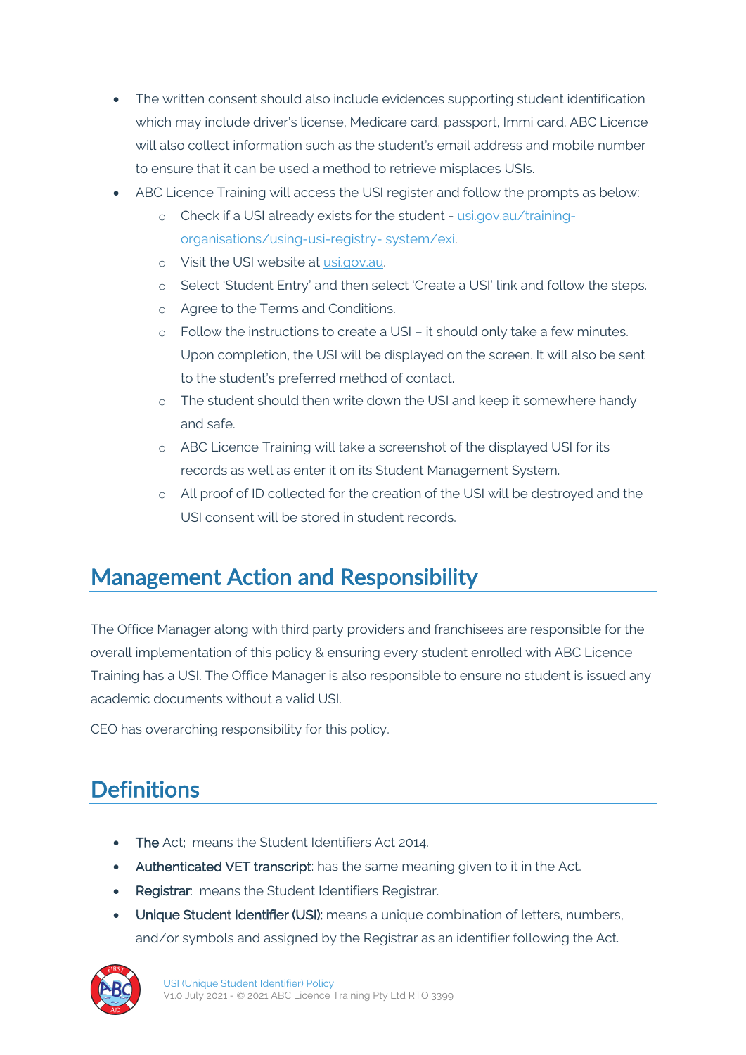- The written consent should also include evidences supporting student identification which may include driver's license, Medicare card, passport, Immi card. ABC Licence will also collect information such as the student's email address and mobile number to ensure that it can be used a method to retrieve misplaces USIs.
- ABC Licence Training will access the USI register and follow the prompts as below:
  - Check if a USI already exists for the student - [usi.gov.au/training-organisations/using-usi-registry- system/exi](usi.gov.au/training-organisations/using-usi-registry-system/exi).
  - Visit the USI website at [usi.gov.au](usi.gov.au).
  - Select 'Student Entry' and then select 'Create a USI' link and follow the steps.
  - Agree to the Terms and Conditions.
  - Follow the instructions to create a USI – it should only take a few minutes. Upon completion, the USI will be displayed on the screen. It will also be sent to the student's preferred method of contact.
  - The student should then write down the USI and keep it somewhere handy and safe.
  - ABC Licence Training will take a screenshot of the displayed USI for its records as well as enter it on its Student Management System.
  - All proof of ID collected for the creation of the USI will be destroyed and the USI consent will be stored in student records.

## Management Action and Responsibility

The Office Manager along with third party providers and franchisees are responsible for the overall implementation of this policy & ensuring every student enrolled with ABC Licence Training has a USI. The Office Manager is also responsible to ensure no student is issued any academic documents without a valid USI.

CEO has overarching responsibility for this policy.

## Definitions

- **The** Act**:** means the Student Identifiers Act 2014.
- **Authenticated VET transcript**: has the same meaning given to it in the Act.
- **Registrar**: means the Student Identifiers Registrar.
- **Unique Student Identifier (USI):** means a unique combination of letters, numbers, and/or symbols and assigned by the Registrar as an identifier following the Act.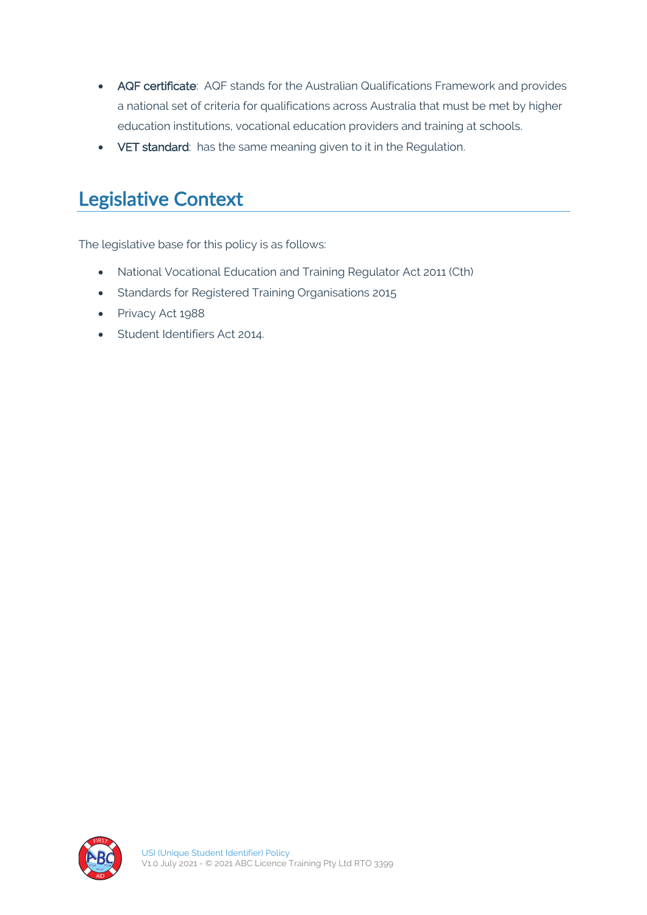- **AQF certificate**: AQF stands for the Australian Qualifications Framework and provides a national set of criteria for qualifications across Australia that must be met by higher education institutions, vocational education providers and training at schools.
- **VET standard**: has the same meaning given to it in the Regulation.

## Legislative Context

The legislative base for this policy is as follows:

- National Vocational Education and Training Regulator Act 2011 (Cth)
- Standards for Registered Training Organisations 2015
- Privacy Act 1988
- Student Identifiers Act 2014.